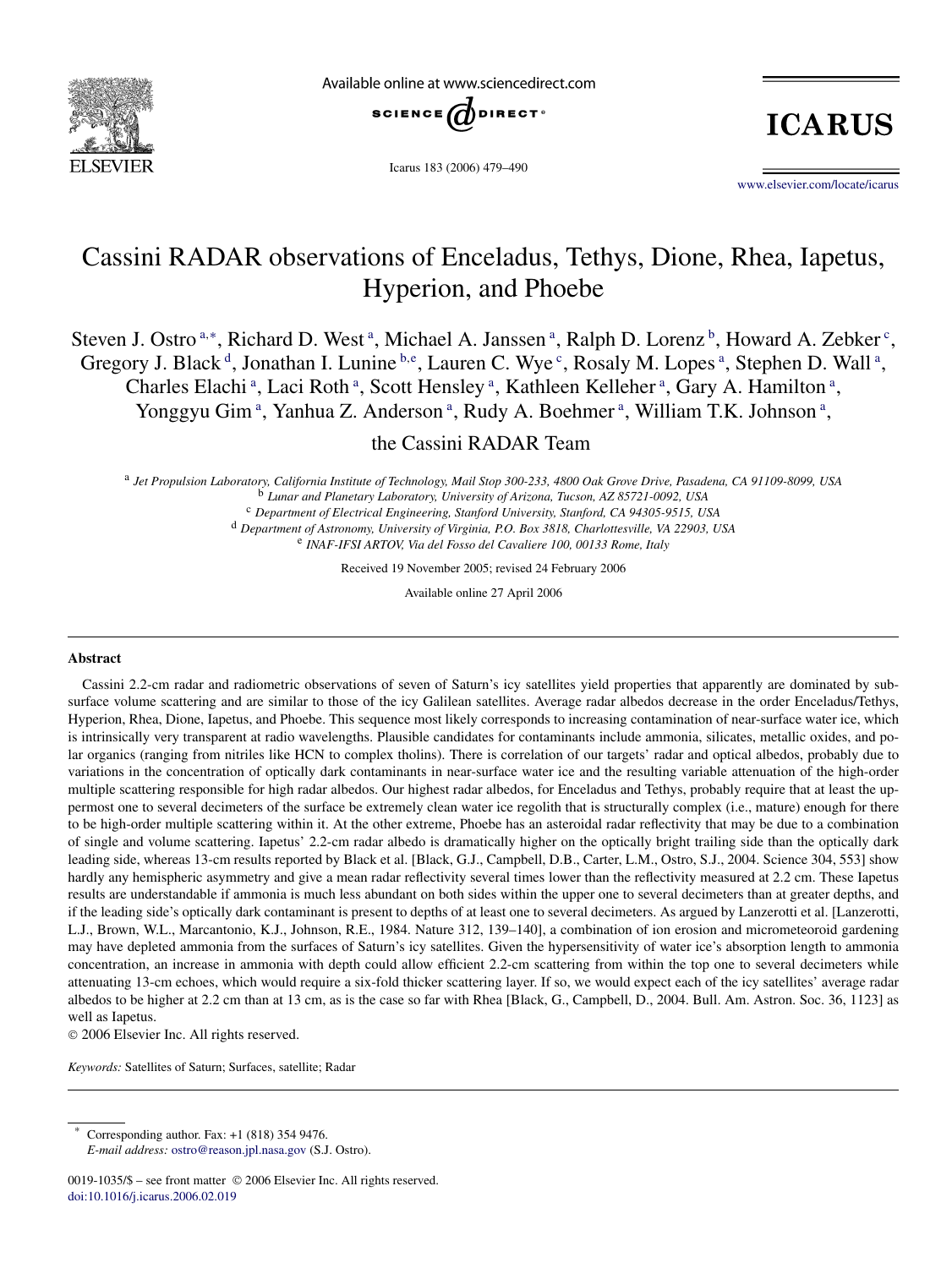# Cassini RADAR observations of Enceladus, Tethys, Dione, Rhea, Iapetus, Hyperion, and Phoebe

Steven J. Ostro [a,*], Richard D. West [a], Michael A. Janssen [a], Ralph D. Lorenz [b], Howard A. Zebker [c], Gregory J. Black [d], Jonathan I. Lunine [b,e], Lauren C. Wye [c], Rosaly M. Lopes [a], Stephen D. Wall [a], Charles Elachi [a], Laci Roth [a], Scott Hensley [a], Kathleen Kelleher [a], Gary A. Hamilton [a], Yonggyu Gim [a], Yanhua Z. Anderson [a], Rudy A. Boehmer [a], William T.K. Johnson [a],

the Cassini RADAR Team

[a] *Jet Propulsion Laboratory, California Institute of Technology, Mail Stop 300-233, 4800 Oak Grove Drive, Pasadena, CA 91109-8099, USA*
[b] *Lunar and Planetary Laboratory, University of Arizona, Tucson, AZ 85721-0092, USA*
[c] *Department of Electrical Engineering, Stanford University, Stanford, CA 94305-9515, USA*
[d] *Department of Astronomy, University of Virginia, P.O. Box 3818, Charlottesville, VA 22903, USA*
[e] *INAF-IFSI ARTOV, Via del Fosso del Cavaliere 100, 00133 Rome, Italy*

Received 19 November 2005; revised 24 February 2006

Available online 27 April 2006

## Abstract

Cassini 2.2-cm radar and radiometric observations of seven of Saturn's icy satellites yield properties that apparently are dominated by subsurface volume scattering and are similar to those of the icy Galilean satellites. Average radar albedos decrease in the order Enceladus/Tethys, Hyperion, Rhea, Dione, Iapetus, and Phoebe. This sequence most likely corresponds to increasing contamination of near-surface water ice, which is intrinsically very transparent at radio wavelengths. Plausible candidates for contaminants include ammonia, silicates, metallic oxides, and polar organics (ranging from nitriles like HCN to complex tholins). There is correlation of our targets' radar and optical albedos, probably due to variations in the concentration of optically dark contaminants in near-surface water ice and the resulting variable attenuation of the high-order multiple scattering responsible for high radar albedos. Our highest radar albedos, for Enceladus and Tethys, probably require that at least the uppermost one to several decimeters of the surface be extremely clean water ice regolith that is structurally complex (i.e., mature) enough for there to be high-order multiple scattering within it. At the other extreme, Phoebe has an asteroidal radar reflectivity that may be due to a combination of single and volume scattering. Iapetus' 2.2-cm radar albedo is dramatically higher on the optically bright trailing side than the optically dark leading side, whereas 13-cm results reported by Black et al. [Black, G.J., Campbell, D.B., Carter, L.M., Ostro, S.J., 2004. Science 304, 553] show hardly any hemispheric asymmetry and give a mean radar reflectivity several times lower than the reflectivity measured at 2.2 cm. These Iapetus results are understandable if ammonia is much less abundant on both sides within the upper one to several decimeters than at greater depths, and if the leading side's optically dark contaminant is present to depths of at least one to several decimeters. As argued by Lanzerotti et al. [Lanzerotti, L.J., Brown, W.L., Marcantonio, K.J., Johnson, R.E., 1984. Nature 312, 139–140], a combination of ion erosion and micrometeoroid gardening may have depleted ammonia from the surfaces of Saturn's icy satellites. Given the hypersensitivity of water ice's absorption length to ammonia concentration, an increase in ammonia with depth could allow efficient 2.2-cm scattering from within the top one to several decimeters while attenuating 13-cm echoes, which would require a six-fold thicker scattering layer. If so, we would expect each of the icy satellites' average radar albedos to be higher at 2.2 cm than at 13 cm, as is the case so far with Rhea [Black, G., Campbell, D., 2004. Bull. Am. Astron. Soc. 36, 1123] as well as Iapetus.

© 2006 Elsevier Inc. All rights reserved.

*Keywords:* Satellites of Saturn; Surfaces, satellite; Radar

---

\* Corresponding author. Fax: +1 (818) 354 9476.
*E-mail address:* ostro@reason.jpl.nasa.gov (S.J. Ostro).

0019-1035/$ – see front matter © 2006 Elsevier Inc. All rights reserved.
doi:10.1016/j.icarus.2006.02.019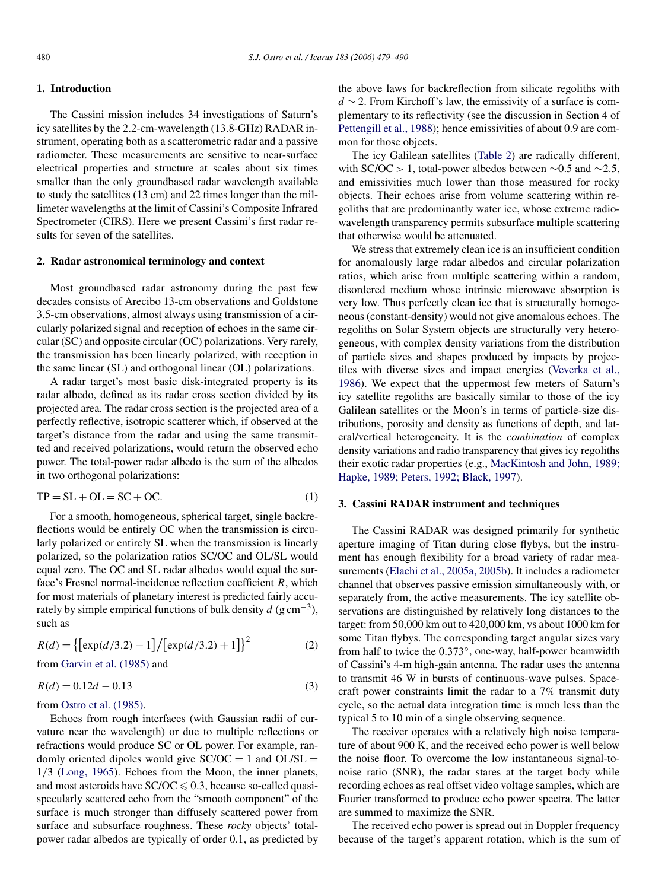## 1. Introduction

The Cassini mission includes 34 investigations of Saturn's icy satellites by the 2.2-cm-wavelength (13.8-GHz) RADAR instrument, operating both as a scatterometric radar and a passive radiometer. These measurements are sensitive to near-surface electrical properties and structure at scales about six times smaller than the only groundbased radar wavelength available to study the satellites (13 cm) and 22 times longer than the millimeter wavelengths at the limit of Cassini's Composite Infrared Spectrometer (CIRS). Here we present Cassini's first radar results for seven of the satellites.

## 2. Radar astronomical terminology and context

Most groundbased radar astronomy during the past few decades consists of Arecibo 13-cm observations and Goldstone 3.5-cm observations, almost always using transmission of a circularly polarized signal and reception of echoes in the same circular (SC) and opposite circular (OC) polarizations. Very rarely, the transmission has been linearly polarized, with reception in the same linear (SL) and orthogonal linear (OL) polarizations.

A radar target's most basic disk-integrated property is its radar albedo, defined as its radar cross section divided by its projected area. The radar cross section is the projected area of a perfectly reflective, isotropic scatterer which, if observed at the target's distance from the radar and using the same transmitted and received polarizations, would return the observed echo power. The total-power radar albedo is the sum of the albedos in two orthogonal polarizations:

$$\mathrm{TP} = \mathrm{SL} + \mathrm{OL} = \mathrm{SC} + \mathrm{OC}. \tag{1}$$

For a smooth, homogeneous, spherical target, single backreflections would be entirely OC when the transmission is circularly polarized or entirely SL when the transmission is linearly polarized, so the polarization ratios SC/OC and OL/SL would equal zero. The OC and SL radar albedos would equal the surface's Fresnel normal-incidence reflection coefficient $R$, which for most materials of planetary interest is predicted fairly accurately by simple empirical functions of bulk density $d$ ($\mathrm{g\,cm^{-3}}$), such as

$$R(d) = \left\{\left[\exp(d/3.2) - 1\right] / \left[\exp(d/3.2) + 1\right]\right\}^2 \tag{2}$$

from Garvin et al. (1985) and

$$R(d) = 0.12d - 0.13 \tag{3}$$

from Ostro et al. (1985).

Echoes from rough interfaces (with Gaussian radii of curvature near the wavelength) or due to multiple reflections or refractions would produce SC or OL power. For example, randomly oriented dipoles would give SC/OC = 1 and OL/SL = 1/3 (Long, 1965). Echoes from the Moon, the inner planets, and most asteroids have SC/OC $\leqslant 0.3$, because so-called quasi-specularly scattered echo from the "smooth component" of the surface is much stronger than diffusely scattered power from surface and subsurface roughness. These *rocky* objects' total-power radar albedos are typically of order 0.1, as predicted by the above laws for backreflection from silicate regoliths with $d \sim 2$. From Kirchoff's law, the emissivity of a surface is complementary to its reflectivity (see the discussion in Section 4 of Pettengill et al., 1988); hence emissivities of about 0.9 are common for those objects.

The icy Galilean satellites (Table 2) are radically different, with SC/OC > 1, total-power albedos between $\sim$0.5 and $\sim$2.5, and emissivities much lower than those measured for rocky objects. Their echoes arise from volume scattering within regoliths that are predominantly water ice, whose extreme radio-wavelength transparency permits subsurface multiple scattering that otherwise would be attenuated.

We stress that extremely clean ice is an insufficient condition for anomalously large radar albedos and circular polarization ratios, which arise from multiple scattering within a random, disordered medium whose intrinsic microwave absorption is very low. Thus perfectly clean ice that is structurally homogeneous (constant-density) would not give anomalous echoes. The regoliths on Solar System objects are structurally very heterogeneous, with complex density variations from the distribution of particle sizes and shapes produced by impacts by projectiles with diverse sizes and impact energies (Veverka et al., 1986). We expect that the uppermost few meters of Saturn's icy satellite regoliths are basically similar to those of the icy Galilean satellites or the Moon's in terms of particle-size distributions, porosity and density as functions of depth, and lateral/vertical heterogeneity. It is the *combination* of complex density variations and radio transparency that gives icy regoliths their exotic radar properties (e.g., MacKintosh and John, 1989; Hapke, 1989; Peters, 1992; Black, 1997).

## 3. Cassini RADAR instrument and techniques

The Cassini RADAR was designed primarily for synthetic aperture imaging of Titan during close flybys, but the instrument has enough flexibility for a broad variety of radar measurements (Elachi et al., 2005a, 2005b). It includes a radiometer channel that observes passive emission simultaneously with, or separately from, the active measurements. The icy satellite observations are distinguished by relatively long distances to the target: from 50,000 km out to 420,000 km, vs about 1000 km for some Titan flybys. The corresponding target angular sizes vary from half to twice the 0.373°, one-way, half-power beamwidth of Cassini's 4-m high-gain antenna. The radar uses the antenna to transmit 46 W in bursts of continuous-wave pulses. Spacecraft power constraints limit the radar to a 7% transmit duty cycle, so the actual data integration time is much less than the typical 5 to 10 min of a single observing sequence.

The receiver operates with a relatively high noise temperature of about 900 K, and the received echo power is well below the noise floor. To overcome the low instantaneous signal-to-noise ratio (SNR), the radar stares at the target body while recording echoes as real offset video voltage samples, which are Fourier transformed to produce echo power spectra. The latter are summed to maximize the SNR.

The received echo power is spread out in Doppler frequency because of the target's apparent rotation, which is the sum of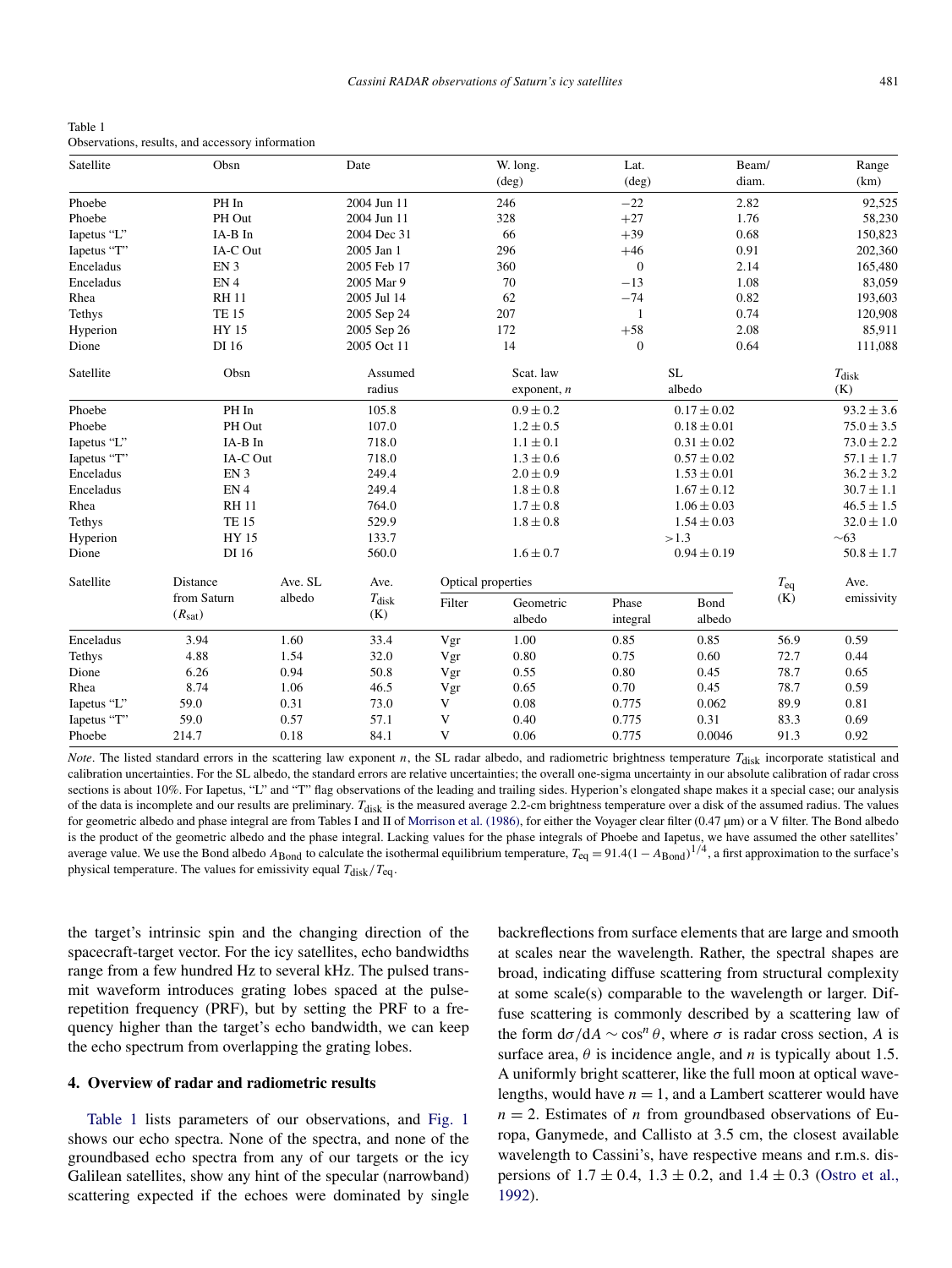Table 1
Observations, results, and accessory information

| Satellite | Obsn | Date | W. long. (deg) | Lat. (deg) | Beam/ diam. | Range (km) |
|---|---|---|---|---|---|---|
| Phoebe | PH In | 2004 Jun 11 | 246 | −22 | 2.82 | 92,525 |
| Phoebe | PH Out | 2004 Jun 11 | 328 | +27 | 1.76 | 58,230 |
| Iapetus "L" | IA-B In | 2004 Dec 31 | 66 | +39 | 0.68 | 150,823 |
| Iapetus "T" | IA-C Out | 2005 Jan 1 | 296 | +46 | 0.91 | 202,360 |
| Enceladus | EN 3 | 2005 Feb 17 | 360 | 0 | 2.14 | 165,480 |
| Enceladus | EN 4 | 2005 Mar 9 | 70 | −13 | 1.08 | 83,059 |
| Rhea | RH 11 | 2005 Jul 14 | 62 | −74 | 0.82 | 193,603 |
| Tethys | TE 15 | 2005 Sep 24 | 207 | 1 | 0.74 | 120,908 |
| Hyperion | HY 15 | 2005 Sep 26 | 172 | +58 | 2.08 | 85,911 |
| Dione | DI 16 | 2005 Oct 11 | 14 | 0 | 0.64 | 111,088 |

| Satellite | Obsn | Assumed radius | Scat. law exponent, $n$ | SL albedo | $T_{disk}$ (K) |
|---|---|---|---|---|---|
| Phoebe | PH In | 105.8 | $0.9 \pm 0.2$ | $0.17 \pm 0.02$ | $93.2 \pm 3.6$ |
| Phoebe | PH Out | 107.0 | $1.2 \pm 0.5$ | $0.18 \pm 0.01$ | $75.0 \pm 3.5$ |
| Iapetus "L" | IA-B In | 718.0 | $1.1 \pm 0.1$ | $0.31 \pm 0.02$ | $73.0 \pm 2.2$ |
| Iapetus "T" | IA-C Out | 718.0 | $1.3 \pm 0.6$ | $0.57 \pm 0.02$ | $57.1 \pm 1.7$ |
| Enceladus | EN 3 | 249.4 | $2.0 \pm 0.9$ | $1.53 \pm 0.01$ | $36.2 \pm 3.2$ |
| Enceladus | EN 4 | 249.4 | $1.8 \pm 0.8$ | $1.67 \pm 0.12$ | $30.7 \pm 1.1$ |
| Rhea | RH 11 | 764.0 | $1.7 \pm 0.8$ | $1.06 \pm 0.03$ | $46.5 \pm 1.5$ |
| Tethys | TE 15 | 529.9 | $1.8 \pm 0.8$ | $1.54 \pm 0.03$ | $32.0 \pm 1.0$ |
| Hyperion | HY 15 | 133.7 | | $>1.3$ | $\sim 63$ |
| Dione | DI 16 | 560.0 | $1.6 \pm 0.7$ | $0.94 \pm 0.19$ | $50.8 \pm 1.7$ |

| Satellite | Distance from Saturn ($R_{sat}$) | Ave. SL albedo | Ave. $T_{disk}$ (K) | Optical properties | | | | $T_{eq}$ (K) | Ave. emissivity |
|---|---|---|---|---|---|---|---|---|---|
| | | | | Filter | Geometric albedo | Phase integral | Bond albedo | | |
| Enceladus | 3.94 | 1.60 | 33.4 | Vgr | 1.00 | 0.85 | 0.85 | 56.9 | 0.59 |
| Tethys | 4.88 | 1.54 | 32.0 | Vgr | 0.80 | 0.75 | 0.60 | 72.7 | 0.44 |
| Dione | 6.26 | 0.94 | 50.8 | Vgr | 0.55 | 0.80 | 0.45 | 78.7 | 0.65 |
| Rhea | 8.74 | 1.06 | 46.5 | Vgr | 0.65 | 0.70 | 0.45 | 78.7 | 0.59 |
| Iapetus "L" | 59.0 | 0.31 | 73.0 | V | 0.08 | 0.775 | 0.062 | 89.9 | 0.81 |
| Iapetus "T" | 59.0 | 0.57 | 57.1 | V | 0.40 | 0.775 | 0.31 | 83.3 | 0.69 |
| Phoebe | 214.7 | 0.18 | 84.1 | V | 0.06 | 0.775 | 0.0046 | 91.3 | 0.92 |

*Note*. The listed standard errors in the scattering law exponent $n$, the SL radar albedo, and radiometric brightness temperature $T_{disk}$ incorporate statistical and calibration uncertainties. For the SL albedo, the standard errors are relative uncertainties; the overall one-sigma uncertainty in our absolute calibration of radar cross sections is about 10%. For Iapetus, "L" and "T" flag observations of the leading and trailing sides. Hyperion's elongated shape makes it a special case; our analysis of the data is incomplete and our results are preliminary. $T_{disk}$ is the measured average 2.2-cm brightness temperature over a disk of the assumed radius. The values for geometric albedo and phase integral are from Tables I and II of Morrison et al. (1986), for either the Voyager clear filter (0.47 µm) or a V filter. The Bond albedo is the product of the geometric albedo and the phase integral. Lacking values for the phase integrals of Phoebe and Iapetus, we have assumed the other satellites' average value. We use the Bond albedo $A_{Bond}$ to calculate the isothermal equilibrium temperature, $T_{eq} = 91.4(1 - A_{Bond})^{1/4}$, a first approximation to the surface's physical temperature. The values for emissivity equal $T_{disk}/T_{eq}$.

the target's intrinsic spin and the changing direction of the spacecraft-target vector. For the icy satellites, echo bandwidths range from a few hundred Hz to several kHz. The pulsed transmit waveform introduces grating lobes spaced at the pulse-repetition frequency (PRF), but by setting the PRF to a frequency higher than the target's echo bandwidth, we can keep the echo spectrum from overlapping the grating lobes.

## 4. Overview of radar and radiometric results

Table 1 lists parameters of our observations, and Fig. 1 shows our echo spectra. None of the spectra, and none of the groundbased echo spectra from any of our targets or the icy Galilean satellites, show any hint of the specular (narrowband) scattering expected if the echoes were dominated by single backreflections from surface elements that are large and smooth at scales near the wavelength. Rather, the spectral shapes are broad, indicating diffuse scattering from structural complexity at some scale(s) comparable to the wavelength or larger. Diffuse scattering is commonly described by a scattering law of the form $d\sigma/dA \sim \cos^n \theta$, where $\sigma$ is radar cross section, $A$ is surface area, $\theta$ is incidence angle, and $n$ is typically about 1.5. A uniformly bright scatterer, like the full moon at optical wavelengths, would have $n = 1$, and a Lambert scatterer would have $n = 2$. Estimates of $n$ from groundbased observations of Europa, Ganymede, and Callisto at 3.5 cm, the closest available wavelength to Cassini's, have respective means and r.m.s. dispersions of $1.7 \pm 0.4$, $1.3 \pm 0.2$, and $1.4 \pm 0.3$ (Ostro et al., 1992).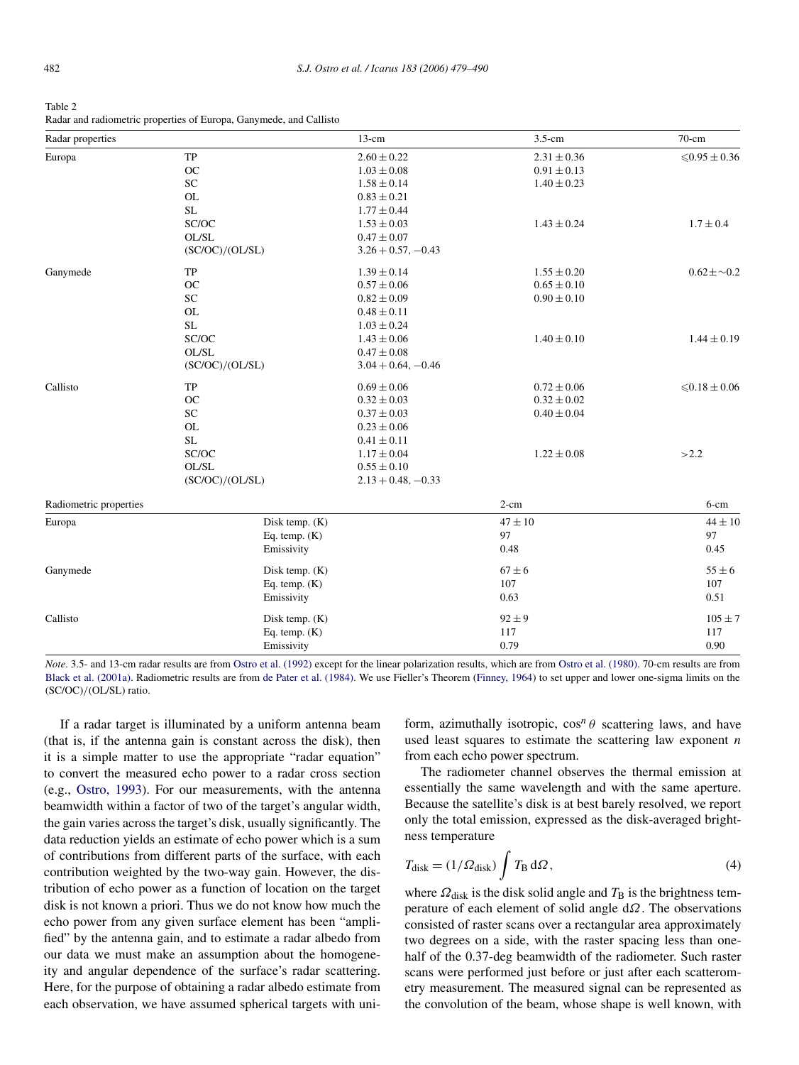Table 2
Radar and radiometric properties of Europa, Ganymede, and Callisto

| Radar properties | | 13-cm | 3.5-cm | 70-cm |
|---|---|---|---|---|
| Europa | TP | $2.60 \pm 0.22$ | $2.31 \pm 0.36$ | $\leqslant 0.95 \pm 0.36$ |
| | OC | $1.03 \pm 0.08$ | $0.91 \pm 0.13$ | |
| | SC | $1.58 \pm 0.14$ | $1.40 \pm 0.23$ | |
| | OL | $0.83 \pm 0.21$ | | |
| | SL | $1.77 \pm 0.44$ | | |
| | SC/OC | $1.53 \pm 0.03$ | $1.43 \pm 0.24$ | $1.7 \pm 0.4$ |
| | OL/SL | $0.47 \pm 0.07$ | | |
| | (SC/OC)/(OL/SL) | $3.26 + 0.57, -0.43$ | | |
| Ganymede | TP | $1.39 \pm 0.14$ | $1.55 \pm 0.20$ | $0.62 \pm \sim 0.2$ |
| | OC | $0.57 \pm 0.06$ | $0.65 \pm 0.10$ | |
| | SC | $0.82 \pm 0.09$ | $0.90 \pm 0.10$ | |
| | OL | $0.48 \pm 0.11$ | | |
| | SL | $1.03 \pm 0.24$ | | |
| | SC/OC | $1.43 \pm 0.06$ | $1.40 \pm 0.10$ | $1.44 \pm 0.19$ |
| | OL/SL | $0.47 \pm 0.08$ | | |
| | (SC/OC)/(OL/SL) | $3.04 + 0.64, -0.46$ | | |
| Callisto | TP | $0.69 \pm 0.06$ | $0.72 \pm 0.06$ | $\leqslant 0.18 \pm 0.06$ |
| | OC | $0.32 \pm 0.03$ | $0.32 \pm 0.02$ | |
| | SC | $0.37 \pm 0.03$ | $0.40 \pm 0.04$ | |
| | OL | $0.23 \pm 0.06$ | | |
| | SL | $0.41 \pm 0.11$ | | |
| | SC/OC | $1.17 \pm 0.04$ | $1.22 \pm 0.08$ | $>2.2$ |
| | OL/SL | $0.55 \pm 0.10$ | | |
| | (SC/OC)/(OL/SL) | $2.13 + 0.48, -0.33$ | | |

| Radiometric properties | | 2-cm | 6-cm |
|---|---|---|---|
| Europa | Disk temp. (K) | $47 \pm 10$ | $44 \pm 10$ |
| | Eq. temp. (K) | 97 | 97 |
| | Emissivity | 0.48 | 0.45 |
| Ganymede | Disk temp. (K) | $67 \pm 6$ | $55 \pm 6$ |
| | Eq. temp. (K) | 107 | 107 |
| | Emissivity | 0.63 | 0.51 |
| Callisto | Disk temp. (K) | $92 \pm 9$ | $105 \pm 7$ |
| | Eq. temp. (K) | 117 | 117 |
| | Emissivity | 0.79 | 0.90 |

*Note*. 3.5- and 13-cm radar results are from Ostro et al. (1992) except for the linear polarization results, which are from Ostro et al. (1980). 70-cm results are from Black et al. (2001a). Radiometric results are from de Pater et al. (1984). We use Fieller's Theorem (Finney, 1964) to set upper and lower one-sigma limits on the (SC/OC)/(OL/SL) ratio.

If a radar target is illuminated by a uniform antenna beam (that is, if the antenna gain is constant across the disk), then it is a simple matter to use the appropriate "radar equation" to convert the measured echo power to a radar cross section (e.g., Ostro, 1993). For our measurements, with the antenna beamwidth within a factor of two of the target's angular width, the gain varies across the target's disk, usually significantly. The data reduction yields an estimate of echo power which is a sum of contributions from different parts of the surface, with each contribution weighted by the two-way gain. However, the distribution of echo power as a function of location on the target disk is not known a priori. Thus we do not know how much the echo power from any given surface element has been "amplified" by the antenna gain, and to estimate a radar albedo from our data we must make an assumption about the homogeneity and angular dependence of the surface's radar scattering. Here, for the purpose of obtaining a radar albedo estimate from each observation, we have assumed spherical targets with uniform, azimuthally isotropic, $\cos^n\theta$ scattering laws, and have used least squares to estimate the scattering law exponent $n$ from each echo power spectrum.

The radiometer channel observes the thermal emission at essentially the same wavelength and with the same aperture. Because the satellite's disk is at best barely resolved, we report only the total emission, expressed as the disk-averaged brightness temperature

$$T_{\text{disk}} = (1/\Omega_{\text{disk}}) \int T_{\text{B}} \, d\Omega, \tag{4}$$

where $\Omega_{\text{disk}}$ is the disk solid angle and $T_{\text{B}}$ is the brightness temperature of each element of solid angle $d\Omega$. The observations consisted of raster scans over a rectangular area approximately two degrees on a side, with the raster spacing less than one-half of the 0.37-deg beamwidth of the radiometer. Such raster scans were performed just before or just after each scatterometry measurement. The measured signal can be represented as the convolution of the beam, whose shape is well known, with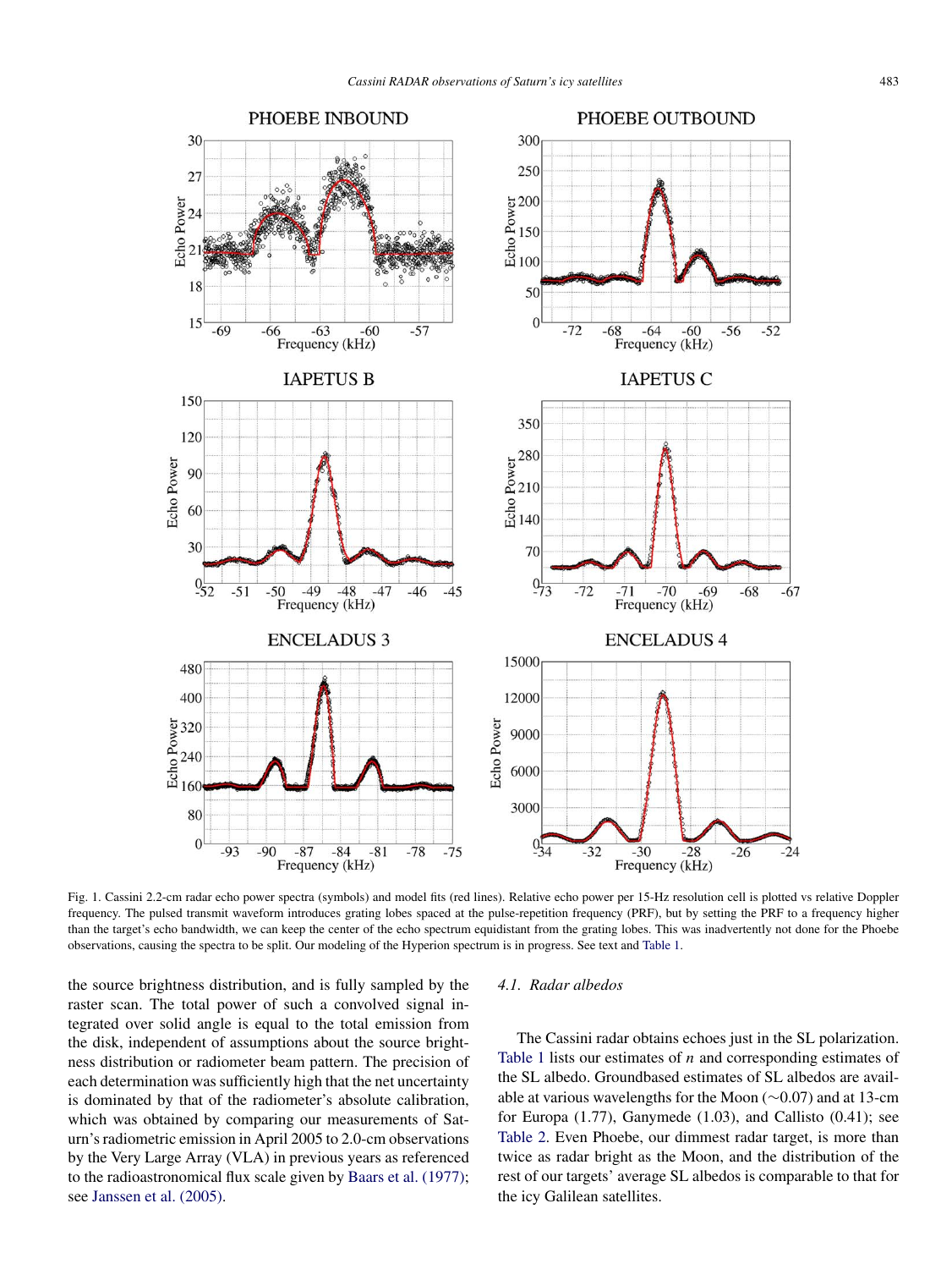Fig. 1. Cassini 2.2-cm radar echo power spectra (symbols) and model fits (red lines). Relative echo power per 15-Hz resolution cell is plotted vs relative Doppler frequency. The pulsed transmit waveform introduces grating lobes spaced at the pulse-repetition frequency (PRF), but by setting the PRF to a frequency higher than the target's echo bandwidth, we can keep the center of the echo spectrum equidistant from the grating lobes. This was inadvertently not done for the Phoebe observations, causing the spectra to be split. Our modeling of the Hyperion spectrum is in progress. See text and Table 1.

the source brightness distribution, and is fully sampled by the raster scan. The total power of such a convolved signal integrated over solid angle is equal to the total emission from the disk, independent of assumptions about the source brightness distribution or radiometer beam pattern. The precision of each determination was sufficiently high that the net uncertainty is dominated by that of the radiometer's absolute calibration, which was obtained by comparing our measurements of Saturn's radiometric emission in April 2005 to 2.0-cm observations by the Very Large Array (VLA) in previous years as referenced to the radioastronomical flux scale given by Baars et al. (1977); see Janssen et al. (2005).

### 4.1. Radar albedos

The Cassini radar obtains echoes just in the SL polarization. Table 1 lists our estimates of $n$ and corresponding estimates of the SL albedo. Groundbased estimates of SL albedos are available at various wavelengths for the Moon ($\sim$0.07) and at 13-cm for Europa (1.77), Ganymede (1.03), and Callisto (0.41); see Table 2. Even Phoebe, our dimmest radar target, is more than twice as radar bright as the Moon, and the distribution of the rest of our targets' average SL albedos is comparable to that for the icy Galilean satellites.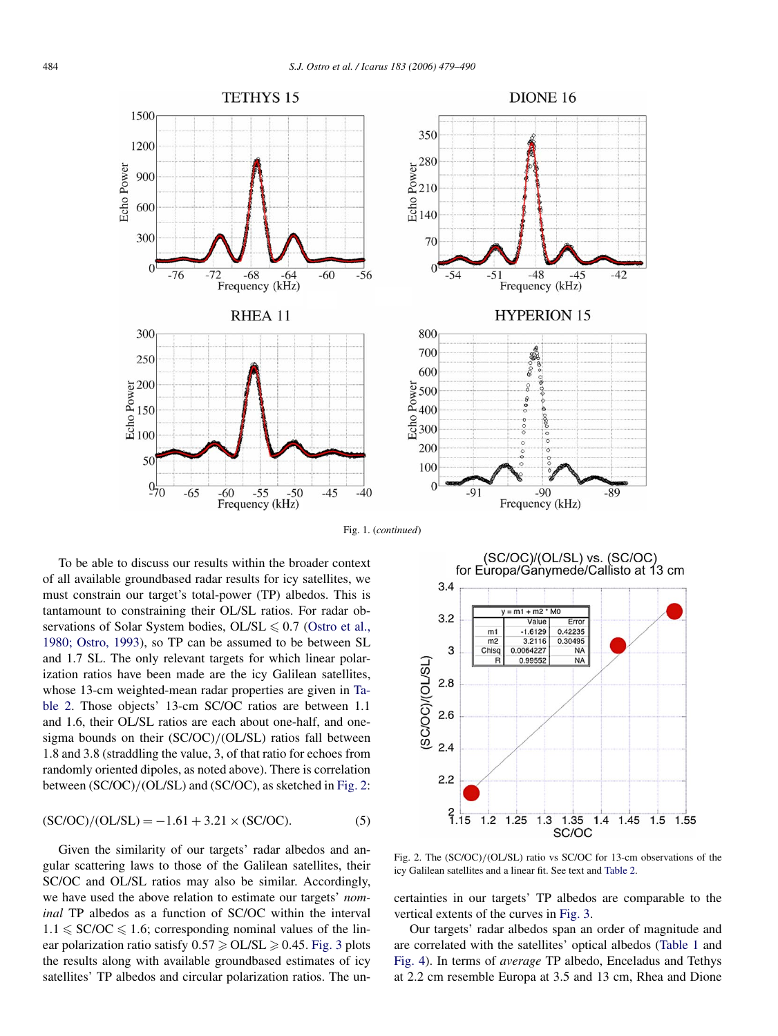Fig. 1. (*continued*)

To be able to discuss our results within the broader context of all available groundbased radar results for icy satellites, we must constrain our target's total-power (TP) albedos. This is tantamount to constraining their OL/SL ratios. For radar observations of Solar System bodies, OL/SL $\leqslant 0.7$ (Ostro et al., 1980; Ostro, 1993), so TP can be assumed to be between SL and 1.7 SL. The only relevant targets for which linear polarization ratios have been made are the icy Galilean satellites, whose 13-cm weighted-mean radar properties are given in Table 2. Those objects' 13-cm SC/OC ratios are between 1.1 and 1.6, their OL/SL ratios are each about one-half, and one-sigma bounds on their (SC/OC)/(OL/SL) ratios fall between 1.8 and 3.8 (straddling the value, 3, of that ratio for echoes from randomly oriented dipoles, as noted above). There is correlation between (SC/OC)/(OL/SL) and (SC/OC), as sketched in Fig. 2:

$$(\mathrm{SC/OC})/(\mathrm{OL/SL}) = -1.61 + 3.21 \times (\mathrm{SC/OC}). \tag{5}$$

Given the similarity of our targets' radar albedos and angular scattering laws to those of the Galilean satellites, their SC/OC and OL/SL ratios may also be similar. Accordingly, we have used the above relation to estimate our targets' *nominal* TP albedos as a function of SC/OC within the interval $1.1 \leqslant \mathrm{SC/OC} \leqslant 1.6$; corresponding nominal values of the linear polarization ratio satisfy $0.57 \geqslant \mathrm{OL/SL} \geqslant 0.45$. Fig. 3 plots the results along with available groundbased estimates of icy satellites' TP albedos and circular polarization ratios. The uncertainties in our targets' TP albedos are comparable to the vertical extents of the curves in Fig. 3.

Fig. 2. The (SC/OC)/(OL/SL) ratio vs SC/OC for 13-cm observations of the icy Galilean satellites and a linear fit. See text and Table 2.

Our targets' radar albedos span an order of magnitude and are correlated with the satellites' optical albedos (Table 1 and Fig. 4). In terms of *average* TP albedo, Enceladus and Tethys at 2.2 cm resemble Europa at 3.5 and 13 cm, Rhea and Dione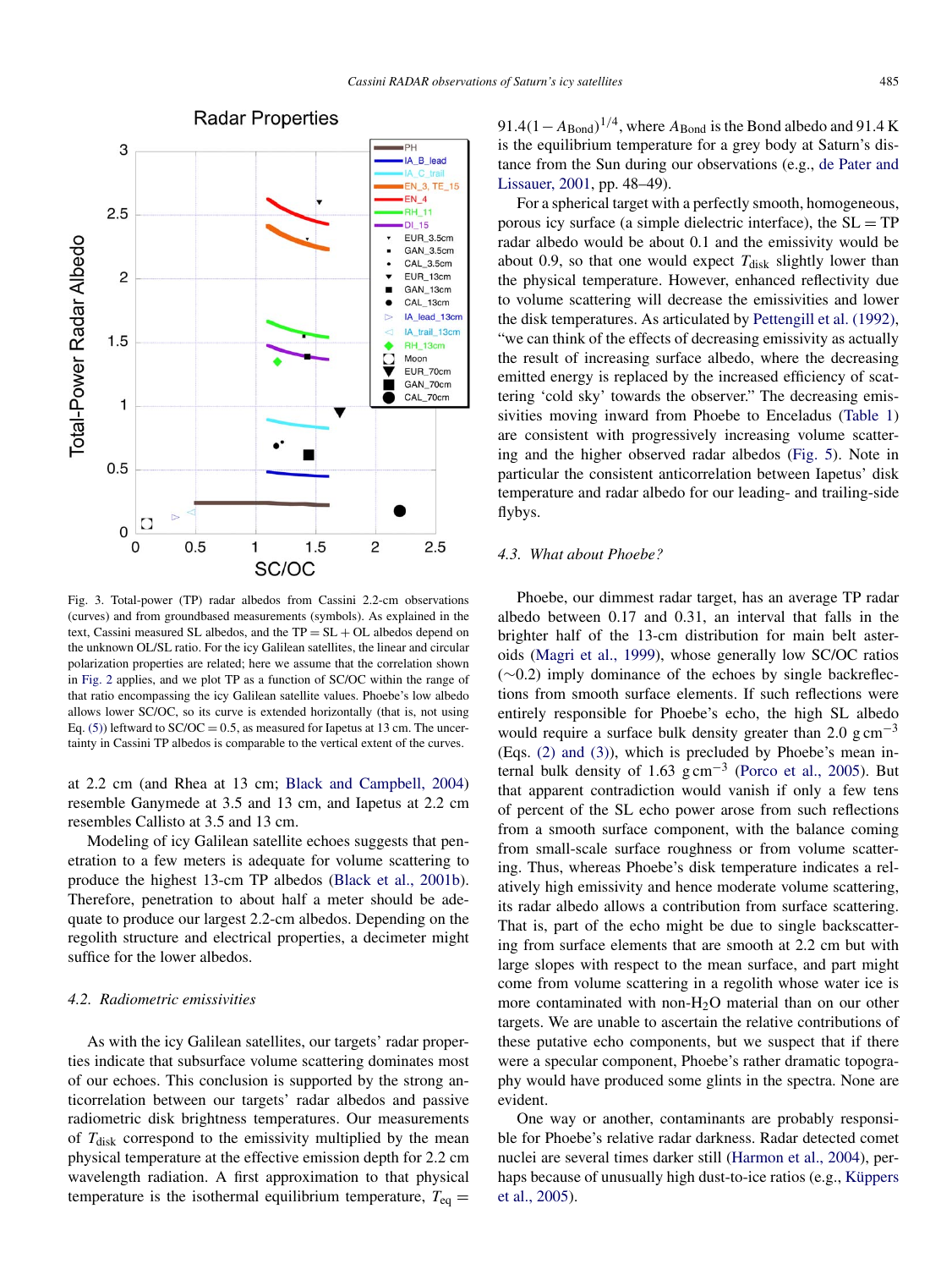Fig. 3. Total-power (TP) radar albedos from Cassini 2.2-cm observations (curves) and from groundbased measurements (symbols). As explained in the text, Cassini measured SL albedos, and the TP = SL + OL albedos depend on the unknown OL/SL ratio. For the icy Galilean satellites, the linear and circular polarization properties are related; here we assume that the correlation shown in Fig. 2 applies, and we plot TP as a function of SC/OC within the range of that ratio encompassing the icy Galilean satellite values. Phoebe's low albedo allows lower SC/OC, so its curve is extended horizontally (that is, not using Eq. (5)) leftward to SC/OC = 0.5, as measured for Iapetus at 13 cm. The uncertainty in Cassini TP albedos is comparable to the vertical extent of the curves.

at 2.2 cm (and Rhea at 13 cm; Black and Campbell, 2004) resemble Ganymede at 3.5 and 13 cm, and Iapetus at 2.2 cm resembles Callisto at 3.5 and 13 cm.

Modeling of icy Galilean satellite echoes suggests that penetration to a few meters is adequate for volume scattering to produce the highest 13-cm TP albedos (Black et al., 2001b). Therefore, penetration to about half a meter should be adequate to produce our largest 2.2-cm albedos. Depending on the regolith structure and electrical properties, a decimeter might suffice for the lower albedos.

### 4.2. Radiometric emissivities

As with the icy Galilean satellites, our targets' radar properties indicate that subsurface volume scattering dominates most of our echoes. This conclusion is supported by the strong anticorrelation between our targets' radar albedos and passive radiometric disk brightness temperatures. Our measurements of $T_{disk}$ correspond to the emissivity multiplied by the mean physical temperature at the effective emission depth for 2.2 cm wavelength radiation. A first approximation to that physical temperature is the isothermal equilibrium temperature, $T_{eq} = 91.4(1 - A_{Bond})^{1/4}$, where $A_{Bond}$ is the Bond albedo and 91.4 K is the equilibrium temperature for a grey body at Saturn's distance from the Sun during our observations (e.g., de Pater and Lissauer, 2001, pp. 48–49).

For a spherical target with a perfectly smooth, homogeneous, porous icy surface (a simple dielectric interface), the SL = TP radar albedo would be about 0.1 and the emissivity would be about 0.9, so that one would expect $T_{disk}$ slightly lower than the physical temperature. However, enhanced reflectivity due to volume scattering will decrease the emissivities and lower the disk temperatures. As articulated by Pettengill et al. (1992), "we can think of the effects of decreasing emissivity as actually the result of increasing surface albedo, where the decreasing emitted energy is replaced by the increased efficiency of scattering 'cold sky' towards the observer." The decreasing emissivities moving inward from Phoebe to Enceladus (Table 1) are consistent with progressively increasing volume scattering and the higher observed radar albedos (Fig. 5). Note in particular the consistent anticorrelation between Iapetus' disk temperature and radar albedo for our leading- and trailing-side flybys.

### 4.3. What about Phoebe?

Phoebe, our dimmest radar target, has an average TP radar albedo between 0.17 and 0.31, an interval that falls in the brighter half of the 13-cm distribution for main belt asteroids (Magri et al., 1999), whose generally low SC/OC ratios (~0.2) imply dominance of the echoes by single backreflections from smooth surface elements. If such reflections were entirely responsible for Phoebe's echo, the high SL albedo would require a surface bulk density greater than 2.0 g cm$^{-3}$ (Eqs. (2) and (3)), which is precluded by Phoebe's mean internal bulk density of 1.63 g cm$^{-3}$ (Porco et al., 2005). But that apparent contradiction would vanish if only a few tens of percent of the SL echo power arose from such reflections from a smooth surface component, with the balance coming from small-scale surface roughness or from volume scattering. Thus, whereas Phoebe's disk temperature indicates a relatively high emissivity and hence moderate volume scattering, its radar albedo allows a contribution from surface scattering. That is, part of the echo might be due to single backscattering from surface elements that are smooth at 2.2 cm but with large slopes with respect to the mean surface, and part might come from volume scattering in a regolith whose water ice is more contaminated with non-$H_2O$ material than on our other targets. We are unable to ascertain the relative contributions of these putative echo components, but we suspect that if there were a specular component, Phoebe's rather dramatic topography would have produced some glints in the spectra. None are evident.

One way or another, contaminants are probably responsible for Phoebe's relative radar darkness. Radar detected comet nuclei are several times darker still (Harmon et al., 2004), perhaps because of unusually high dust-to-ice ratios (e.g., Küppers et al., 2005).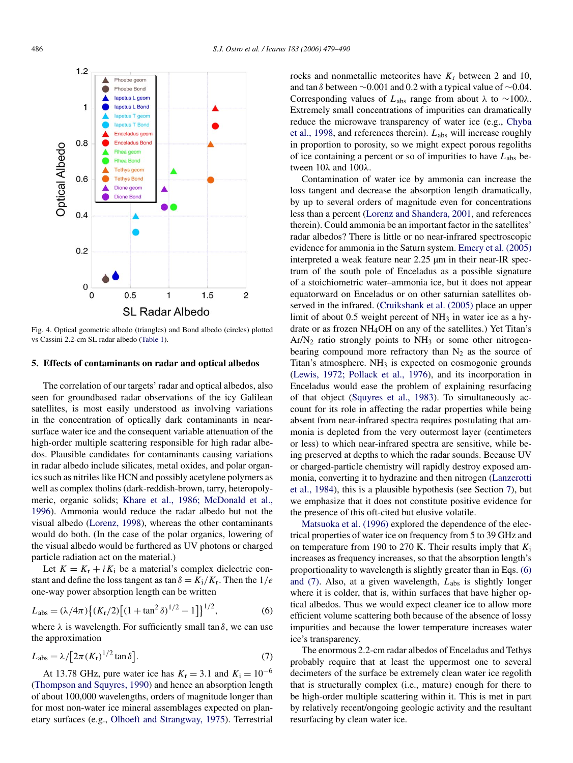Fig. 4. Optical geometric albedo (triangles) and Bond albedo (circles) plotted vs Cassini 2.2-cm SL radar albedo (Table 1).

## 5. Effects of contaminants on radar and optical albedos

The correlation of our targets' radar and optical albedos, also seen for groundbased radar observations of the icy Galilean satellites, is most easily understood as involving variations in the concentration of optically dark contaminants in near-surface water ice and the consequent variable attenuation of the high-order multiple scattering responsible for high radar albedos. Plausible candidates for contaminants causing variations in radar albedo include silicates, metal oxides, and polar organics such as nitriles like HCN and possibly acetylene polymers as well as complex tholins (dark-reddish-brown, tarry, heteropolymeric, organic solids; Khare et al., 1986; McDonald et al., 1996). Ammonia would reduce the radar albedo but not the visual albedo (Lorenz, 1998), whereas the other contaminants would do both. (In the case of the polar organics, lowering of the visual albedo would be furthered as UV photons or charged particle radiation act on the material.)

Let $K = K_r + iK_i$ be a material's complex dielectric constant and define the loss tangent as $\tan\delta = K_i/K_r$. Then the $1/e$ one-way power absorption length can be written

$$L_{abs} = (\lambda/4\pi)\left\{(K_r/2)\left[(1+\tan^2\delta)^{1/2} - 1\right]\right\}^{1/2}, \tag{6}$$

where $\lambda$ is wavelength. For sufficiently small $\tan\delta$, we can use the approximation

$$L_{abs} = \lambda/\left[2\pi(K_r)^{1/2}\tan\delta\right]. \tag{7}$$

At 13.78 GHz, pure water ice has $K_r = 3.1$ and $K_i = 10^{-6}$ (Thompson and Squyres, 1990) and hence an absorption length of about 100,000 wavelengths, orders of magnitude longer than for most non-water ice mineral assemblages expected on planetary surfaces (e.g., Olhoeft and Strangway, 1975). Terrestrial rocks and nonmetallic meteorites have $K_r$ between 2 and 10, and $\tan\delta$ between ~0.001 and 0.2 with a typical value of ~0.04. Corresponding values of $L_{abs}$ range from about $\lambda$ to ~$100\lambda$. Extremely small concentrations of impurities can dramatically reduce the microwave transparency of water ice (e.g., Chyba et al., 1998, and references therein). $L_{abs}$ will increase roughly in proportion to porosity, so we might expect porous regoliths of ice containing a percent or so of impurities to have $L_{abs}$ between $10\lambda$ and $100\lambda$.

Contamination of water ice by ammonia can increase the loss tangent and decrease the absorption length dramatically, by up to several orders of magnitude even for concentrations less than a percent (Lorenz and Shandera, 2001, and references therein). Could ammonia be an important factor in the satellites' radar albedos? There is little or no near-infrared spectroscopic evidence for ammonia in the Saturn system. Emery et al. (2005) interpreted a weak feature near 2.25 µm in their near-IR spectrum of the south pole of Enceladus as a possible signature of a stoichiometric water–ammonia ice, but it does not appear equatorward on Enceladus or on other saturnian satellites observed in the infrared. (Cruikshank et al. (2005) place an upper limit of about 0.5 weight percent of $NH_3$ in water ice as a hydrate or as frozen $NH_4OH$ on any of the satellites.) Yet Titan's $Ar/N_2$ ratio strongly points to $NH_3$ or some other nitrogen-bearing compound more refractory than $N_2$ as the source of Titan's atmosphere. $NH_3$ is expected on cosmogonic grounds (Lewis, 1972; Pollack et al., 1976), and its incorporation in Enceladus would ease the problem of explaining resurfacing of that object (Squyres et al., 1983). To simultaneously account for its role in affecting the radar properties while being absent from near-infrared spectra requires postulating that ammonia is depleted from the very outermost layer (centimeters or less) to which near-infrared spectra are sensitive, while being preserved at depths to which the radar sounds. Because UV or charged-particle chemistry will rapidly destroy exposed ammonia, converting it to hydrazine and then nitrogen (Lanzerotti et al., 1984), this is a plausible hypothesis (see Section 7), but we emphasize that it does not constitute positive evidence for the presence of this oft-cited but elusive volatile.

Matsuoka et al. (1996) explored the dependence of the electrical properties of water ice on frequency from 5 to 39 GHz and on temperature from 190 to 270 K. Their results imply that $K_i$ increases as frequency increases, so that the absorption length's proportionality to wavelength is slightly greater than in Eqs. (6) and (7). Also, at a given wavelength, $L_{abs}$ is slightly longer where it is colder, that is, within surfaces that have higher optical albedos. Thus we would expect cleaner ice to allow more efficient volume scattering both because of the absence of lossy impurities and because the lower temperature increases water ice's transparency.

The enormous 2.2-cm radar albedos of Enceladus and Tethys probably require that at least the uppermost one to several decimeters of the surface be extremely clean water ice regolith that is structurally complex (i.e., mature) enough for there to be high-order multiple scattering within it. This is met in part by relatively recent/ongoing geologic activity and the resultant resurfacing by clean water ice.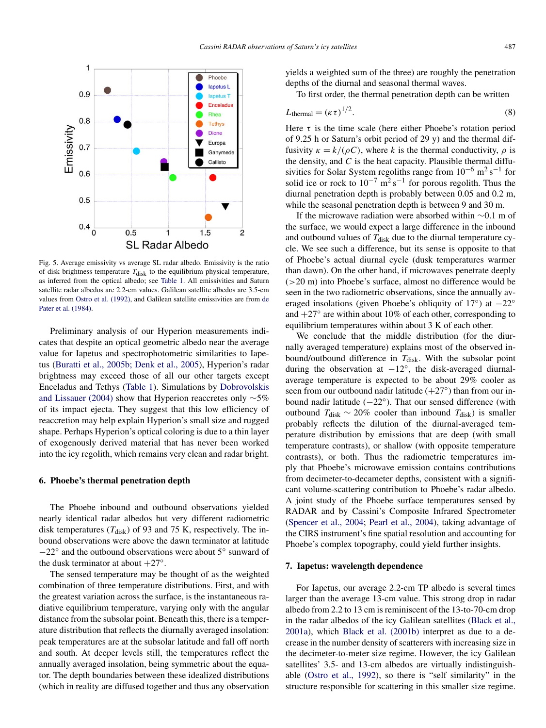Fig. 5. Average emissivity vs average SL radar albedo. Emissivity is the ratio of disk brightness temperature $T_{disk}$ to the equilibrium physical temperature, as inferred from the optical albedo; see Table 1. All emissivities and Saturn satellite radar albedos are 2.2-cm values. Galilean satellite albedos are 3.5-cm values from Ostro et al. (1992), and Galilean satellite emissivities are from de Pater et al. (1984).

Preliminary analysis of our Hyperion measurements indicates that despite an optical geometric albedo near the average value for Iapetus and spectrophotometric similarities to Iapetus (Buratti et al., 2005b; Denk et al., 2005), Hyperion's radar brightness may exceed those of all our other targets except Enceladus and Tethys (Table 1). Simulations by Dobrovolskis and Lissauer (2004) show that Hyperion reaccretes only ~5% of its impact ejecta. They suggest that this low efficiency of reaccretion may help explain Hyperion's small size and rugged shape. Perhaps Hyperion's optical coloring is due to a thin layer of exogenously derived material that has never been worked into the icy regolith, which remains very clean and radar bright.

## 6. Phoebe's thermal penetration depth

The Phoebe inbound and outbound observations yielded nearly identical radar albedos but very different radiometric disk temperatures ($T_{disk}$) of 93 and 75 K, respectively. The inbound observations were above the dawn terminator at latitude −22° and the outbound observations were about 5° sunward of the dusk terminator at about +27°.

The sensed temperature may be thought of as the weighted combination of three temperature distributions. First, and with the greatest variation across the surface, is the instantaneous radiative equilibrium temperature, varying only with the angular distance from the subsolar point. Beneath this, there is a temperature distribution that reflects the diurnally averaged insolation: peak temperatures are at the subsolar latitude and fall off north and south. At deeper levels still, the temperatures reflect the annually averaged insolation, being symmetric about the equator. The depth boundaries between these idealized distributions (which in reality are diffused together and thus any observation yields a weighted sum of the three) are roughly the penetration depths of the diurnal and seasonal thermal waves.

To first order, the thermal penetration depth can be written

$$L_{thermal} = (\kappa\tau)^{1/2}. \tag{8}$$

Here $\tau$ is the time scale (here either Phoebe's rotation period of 9.25 h or Saturn's orbit period of 29 y) and the thermal diffusivity $\kappa = k/(\rho C)$, where $k$ is the thermal conductivity, $\rho$ is the density, and $C$ is the heat capacity. Plausible thermal diffusivities for Solar System regoliths range from $10^{-6}$ m$^2$ s$^{-1}$ for solid ice or rock to $10^{-7}$ m$^2$ s$^{-1}$ for porous regolith. Thus the diurnal penetration depth is probably between 0.05 and 0.2 m, while the seasonal penetration depth is between 9 and 30 m.

If the microwave radiation were absorbed within ~0.1 m of the surface, we would expect a large difference in the inbound and outbound values of $T_{disk}$ due to the diurnal temperature cycle. We see such a difference, but its sense is opposite to that of Phoebe's actual diurnal cycle (dusk temperatures warmer than dawn). On the other hand, if microwaves penetrate deeply (>20 m) into Phoebe's surface, almost no difference would be seen in the two radiometric observations, since the annually averaged insolations (given Phoebe's obliquity of 17°) at −22° and +27° are within about 10% of each other, corresponding to equilibrium temperatures within about 3 K of each other.

We conclude that the middle distribution (for the diurnally averaged temperature) explains most of the observed inbound/outbound difference in $T_{disk}$. With the subsolar point during the observation at −12°, the disk-averaged diurnal-average temperature is expected to be about 29% cooler as seen from our outbound nadir latitude (+27°) than from our inbound nadir latitude (−22°). That our sensed difference (with outbound $T_{disk}$ ~ 20% cooler than inbound $T_{disk}$) is smaller probably reflects the dilution of the diurnal-averaged temperature distribution by emissions that are deep (with small temperature contrasts), or shallow (with opposite temperature contrasts), or both. Thus the radiometric temperatures imply that Phoebe's microwave emission contains contributions from decimeter-to-decameter depths, consistent with a significant volume-scattering contribution to Phoebe's radar albedo. A joint study of the Phoebe surface temperatures sensed by RADAR and by Cassini's Composite Infrared Spectrometer (Spencer et al., 2004; Pearl et al., 2004), taking advantage of the CIRS instrument's fine spatial resolution and accounting for Phoebe's complex topography, could yield further insights.

## 7. Iapetus: wavelength dependence

For Iapetus, our average 2.2-cm TP albedo is several times larger than the average 13-cm value. This strong drop in radar albedo from 2.2 to 13 cm is reminiscent of the 13-to-70-cm drop in the radar albedos of the icy Galilean satellites (Black et al., 2001a), which Black et al. (2001b) interpret as due to a decrease in the number density of scatterers with increasing size in the decimeter-to-meter size regime. However, the icy Galilean satellites' 3.5- and 13-cm albedos are virtually indistinguishable (Ostro et al., 1992), so there is "self similarity" in the structure responsible for scattering in this smaller size regime.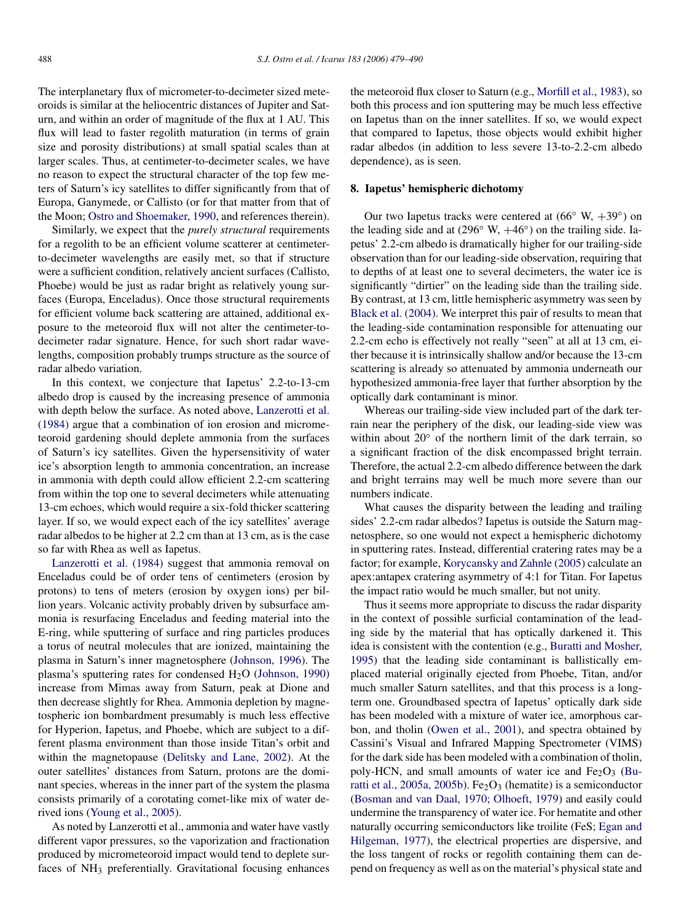The interplanetary flux of micrometer-to-decimeter sized meteoroids is similar at the heliocentric distances of Jupiter and Saturn, and within an order of magnitude of the flux at 1 AU. This flux will lead to faster regolith maturation (in terms of grain size and porosity distributions) at small spatial scales than at larger scales. Thus, at centimeter-to-decimeter scales, we have no reason to expect the structural character of the top few meters of Saturn's icy satellites to differ significantly from that of Europa, Ganymede, or Callisto (or for that matter from that of the Moon; Ostro and Shoemaker, 1990, and references therein).

Similarly, we expect that the *purely structural* requirements for a regolith to be an efficient volume scatterer at centimeter-to-decimeter wavelengths are easily met, so that if structure were a sufficient condition, relatively ancient surfaces (Callisto, Phoebe) would be just as radar bright as relatively young surfaces (Europa, Enceladus). Once those structural requirements for efficient volume back scattering are attained, additional exposure to the meteoroid flux will not alter the centimeter-to-decimeter radar signature. Hence, for such short radar wavelengths, composition probably trumps structure as the source of radar albedo variation.

In this context, we conjecture that Iapetus' 2.2-to-13-cm albedo drop is caused by the increasing presence of ammonia with depth below the surface. As noted above, Lanzerotti et al. (1984) argue that a combination of ion erosion and micrometeoroid gardening should deplete ammonia from the surfaces of Saturn's icy satellites. Given the hypersensitivity of water ice's absorption length to ammonia concentration, an increase in ammonia with depth could allow efficient 2.2-cm scattering from within the top one to several decimeters while attenuating 13-cm echoes, which would require a six-fold thicker scattering layer. If so, we would expect each of the icy satellites' average radar albedos to be higher at 2.2 cm than at 13 cm, as is the case so far with Rhea as well as Iapetus.

Lanzerotti et al. (1984) suggest that ammonia removal on Enceladus could be of order tens of centimeters (erosion by protons) to tens of meters (erosion by oxygen ions) per billion years. Volcanic activity probably driven by subsurface ammonia is resurfacing Enceladus and feeding material into the E-ring, while sputtering of surface and ring particles produces a torus of neutral molecules that are ionized, maintaining the plasma in Saturn's inner magnetosphere (Johnson, 1996). The plasma's sputtering rates for condensed $H_2O$ (Johnson, 1990) increase from Mimas away from Saturn, peak at Dione and then decrease slightly for Rhea. Ammonia depletion by magnetospheric ion bombardment presumably is much less effective for Hyperion, Iapetus, and Phoebe, which are subject to a different plasma environment than those inside Titan's orbit and within the magnetopause (Delitsky and Lane, 2002). At the outer satellites' distances from Saturn, protons are the dominant species, whereas in the inner part of the system the plasma consists primarily of a corotating comet-like mix of water derived ions (Young et al., 2005).

As noted by Lanzerotti et al., ammonia and water have vastly different vapor pressures, so the vaporization and fractionation produced by micrometeoroid impact would tend to deplete surfaces of $NH_3$ preferentially. Gravitational focusing enhances the meteoroid flux closer to Saturn (e.g., Morfill et al., 1983), so both this process and ion sputtering may be much less effective on Iapetus than on the inner satellites. If so, we would expect that compared to Iapetus, those objects would exhibit higher radar albedos (in addition to less severe 13-to-2.2-cm albedo dependence), as is seen.

## 8. Iapetus' hemispheric dichotomy

Our two Iapetus tracks were centered at (66° W, +39°) on the leading side and at (296° W, +46°) on the trailing side. Iapetus' 2.2-cm albedo is dramatically higher for our trailing-side observation than for our leading-side observation, requiring that to depths of at least one to several decimeters, the water ice is significantly "dirtier" on the leading side than the trailing side. By contrast, at 13 cm, little hemispheric asymmetry was seen by Black et al. (2004). We interpret this pair of results to mean that the leading-side contamination responsible for attenuating our 2.2-cm echo is effectively not really "seen" at all at 13 cm, either because it is intrinsically shallow and/or because the 13-cm scattering is already so attenuated by ammonia underneath our hypothesized ammonia-free layer that further absorption by the optically dark contaminant is minor.

Whereas our trailing-side view included part of the dark terrain near the periphery of the disk, our leading-side view was within about 20° of the northern limit of the dark terrain, so a significant fraction of the disk encompassed bright terrain. Therefore, the actual 2.2-cm albedo difference between the dark and bright terrains may well be much more severe than our numbers indicate.

What causes the disparity between the leading and trailing sides' 2.2-cm radar albedos? Iapetus is outside the Saturn magnetosphere, so one would not expect a hemispheric dichotomy in sputtering rates. Instead, differential cratering rates may be a factor; for example, Korycansky and Zahnle (2005) calculate an apex:antapex cratering asymmetry of 4:1 for Titan. For Iapetus the impact ratio would be much smaller, but not unity.

Thus it seems more appropriate to discuss the radar disparity in the context of possible surficial contamination of the leading side by the material that has optically darkened it. This idea is consistent with the contention (e.g., Buratti and Mosher, 1995) that the leading side contaminant is ballistically emplaced material originally ejected from Phoebe, Titan, and/or much smaller Saturn satellites, and that this process is a long-term one. Groundbased spectra of Iapetus' optically dark side has been modeled with a mixture of water ice, amorphous carbon, and tholin (Owen et al., 2001), and spectra obtained by Cassini's Visual and Infrared Mapping Spectrometer (VIMS) for the dark side has been modeled with a combination of tholin, poly-HCN, and small amounts of water ice and $Fe_2O_3$ (Buratti et al., 2005a, 2005b). $Fe_2O_3$ (hematite) is a semiconductor (Bosman and van Daal, 1970; Olhoeft, 1979) and easily could undermine the transparency of water ice. For hematite and other naturally occurring semiconductors like troilite (FeS; Egan and Hilgeman, 1977), the electrical properties are dispersive, and the loss tangent of rocks or regolith containing them can depend on frequency as well as on the material's physical state and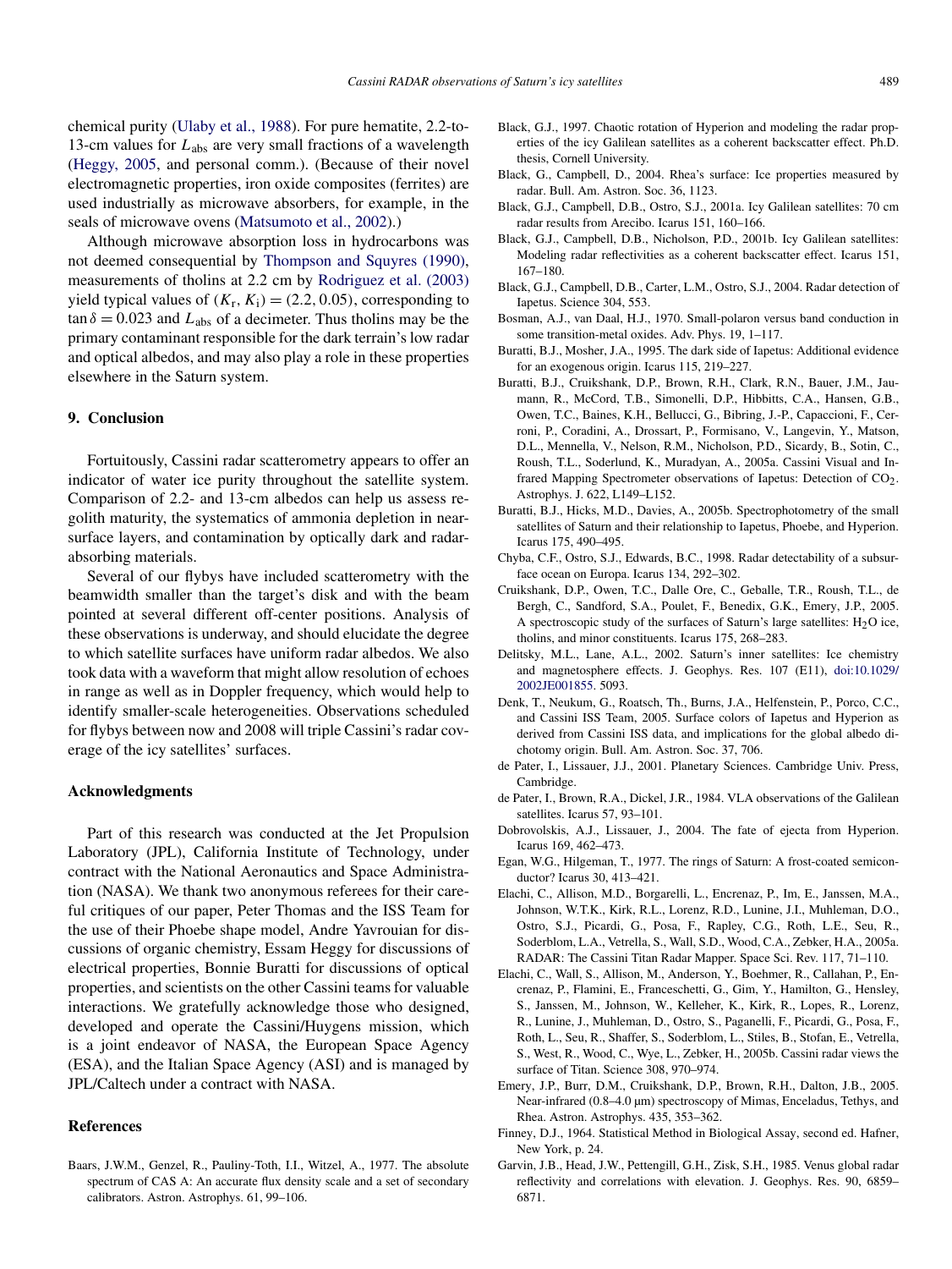chemical purity (Ulaby et al., 1988). For pure hematite, 2.2-to-13-cm values for $L_{abs}$ are very small fractions of a wavelength (Heggy, 2005, and personal comm.). (Because of their novel electromagnetic properties, iron oxide composites (ferrites) are used industrially as microwave absorbers, for example, in the seals of microwave ovens (Matsumoto et al., 2002).)

Although microwave absorption loss in hydrocarbons was not deemed consequential by Thompson and Squyres (1990), measurements of tholins at 2.2 cm by Rodriguez et al. (2003) yield typical values of $(K_r, K_i) = (2.2, 0.05)$, corresponding to $\tan\delta = 0.023$ and $L_{abs}$ of a decimeter. Thus tholins may be the primary contaminant responsible for the dark terrain's low radar and optical albedos, and may also play a role in these properties elsewhere in the Saturn system.

## 9. Conclusion

Fortuitously, Cassini radar scatterometry appears to offer an indicator of water ice purity throughout the satellite system. Comparison of 2.2- and 13-cm albedos can help us assess regolith maturity, the systematics of ammonia depletion in near-surface layers, and contamination by optically dark and radar-absorbing materials.

Several of our flybys have included scatterometry with the beamwidth smaller than the target's disk and with the beam pointed at several different off-center positions. Analysis of these observations is underway, and should elucidate the degree to which satellite surfaces have uniform radar albedos. We also took data with a waveform that might allow resolution of echoes in range as well as in Doppler frequency, which would help to identify smaller-scale heterogeneities. Observations scheduled for flybys between now and 2008 will triple Cassini's radar coverage of the icy satellites' surfaces.

## Acknowledgments

Part of this research was conducted at the Jet Propulsion Laboratory (JPL), California Institute of Technology, under contract with the National Aeronautics and Space Administration (NASA). We thank two anonymous referees for their careful critiques of our paper, Peter Thomas and the ISS Team for the use of their Phoebe shape model, Andre Yavrouian for discussions of organic chemistry, Essam Heggy for discussions of electrical properties, Bonnie Buratti for discussions of optical properties, and scientists on the other Cassini teams for valuable interactions. We gratefully acknowledge those who designed, developed and operate the Cassini/Huygens mission, which is a joint endeavor of NASA, the European Space Agency (ESA), and the Italian Space Agency (ASI) and is managed by JPL/Caltech under a contract with NASA.

## References

Baars, J.W.M., Genzel, R., Pauliny-Toth, I.I., Witzel, A., 1977. The absolute spectrum of CAS A: An accurate flux density scale and a set of secondary calibrators. Astron. Astrophys. 61, 99–106.

Black, G.J., 1997. Chaotic rotation of Hyperion and modeling the radar properties of the icy Galilean satellites as a coherent backscatter effect. Ph.D. thesis, Cornell University.

Black, G., Campbell, D., 2004. Rhea's surface: Ice properties measured by radar. Bull. Am. Astron. Soc. 36, 1123.

Black, G.J., Campbell, D.B., Ostro, S.J., 2001a. Icy Galilean satellites: 70 cm radar results from Arecibo. Icarus 151, 160–166.

Black, G.J., Campbell, D.B., Nicholson, P.D., 2001b. Icy Galilean satellites: Modeling radar reflectivities as a coherent backscatter effect. Icarus 151, 167–180.

Black, G.J., Campbell, D.B., Carter, L.M., Ostro, S.J., 2004. Radar detection of Iapetus. Science 304, 553.

Bosman, A.J., van Daal, H.J., 1970. Small-polaron versus band conduction in some transition-metal oxides. Adv. Phys. 19, 1–117.

Buratti, B.J., Mosher, J.A., 1995. The dark side of Iapetus: Additional evidence for an exogenous origin. Icarus 115, 219–227.

Buratti, B.J., Cruikshank, D.P., Brown, R.H., Clark, R.N., Bauer, J.M., Jaumann, R., McCord, T.B., Simonelli, D.P., Hibbitts, C.A., Hansen, G.B., Owen, T.C., Baines, K.H., Bellucci, G., Bibring, J.-P., Capaccioni, F., Cerroni, P., Coradini, A., Drossart, P., Formisano, V., Langevin, Y., Matson, D.L., Mennella, V., Nelson, R.M., Nicholson, P.D., Sicardy, B., Sotin, C., Roush, T.L., Soderlund, K., Muradyan, A., 2005a. Cassini Visual and Infrared Mapping Spectrometer observations of Iapetus: Detection of $CO_2$. Astrophys. J. 622, L149–L152.

Buratti, B.J., Hicks, M.D., Davies, A., 2005b. Spectrophotometry of the small satellites of Saturn and their relationship to Iapetus, Phoebe, and Hyperion. Icarus 175, 490–495.

Chyba, C.F., Ostro, S.J., Edwards, B.C., 1998. Radar detectability of a subsurface ocean on Europa. Icarus 134, 292–302.

Cruikshank, D.P., Owen, T.C., Dalle Ore, C., Geballe, T.R., Roush, T.L., de Bergh, C., Sandford, S.A., Poulet, F., Benedix, G.K., Emery, J.P., 2005. A spectroscopic study of the surfaces of Saturn's large satellites: $H_2O$ ice, tholins, and minor constituents. Icarus 175, 268–283.

Delitsky, M.L., Lane, A.L., 2002. Saturn's inner satellites: Ice chemistry and magnetosphere effects. J. Geophys. Res. 107 (E11), doi:10.1029/2002JE001855. 5093.

Denk, T., Neukum, G., Roatsch, Th., Burns, J.A., Helfenstein, P., Porco, C.C., and Cassini ISS Team, 2005. Surface colors of Iapetus and Hyperion as derived from Cassini ISS data, and implications for the global albedo dichotomy origin. Bull. Am. Astron. Soc. 37, 706.

de Pater, I., Lissauer, J.J., 2001. Planetary Sciences. Cambridge Univ. Press, Cambridge.

de Pater, I., Brown, R.A., Dickel, J.R., 1984. VLA observations of the Galilean satellites. Icarus 57, 93–101.

Dobrovolskis, A.J., Lissauer, J., 2004. The fate of ejecta from Hyperion. Icarus 169, 462–473.

Egan, W.G., Hilgeman, T., 1977. The rings of Saturn: A frost-coated semiconductor? Icarus 30, 413–421.

Elachi, C., Allison, M.D., Borgarelli, L., Encrenaz, P., Im, E., Janssen, M.A., Johnson, W.T.K., Kirk, R.L., Lorenz, R.D., Lunine, J.I., Muhleman, D.O., Ostro, S.J., Picardi, G., Posa, F., Rapley, C.G., Roth, L.E., Seu, R., Soderblom, L.A., Vetrella, S., Wall, S.D., Wood, C.A., Zebker, H.A., 2005a. RADAR: The Cassini Titan Radar Mapper. Space Sci. Rev. 117, 71–110.

Elachi, C., Wall, S., Allison, M., Anderson, Y., Boehmer, R., Callahan, P., Encrenaz, P., Flamini, E., Franceschetti, G., Gim, Y., Hamilton, G., Hensley, S., Janssen, M., Johnson, W., Kelleher, K., Kirk, R., Lopes, R., Lorenz, R., Lunine, J., Muhleman, D., Ostro, S., Paganelli, F., Picardi, G., Posa, F., Roth, L., Seu, R., Shaffer, S., Soderblom, L., Stiles, B., Stofan, E., Vetrella, S., West, R., Wood, C., Wye, L., Zebker, H., 2005b. Cassini radar views the surface of Titan. Science 308, 970–974.

Emery, J.P., Burr, D.M., Cruikshank, D.P., Brown, R.H., Dalton, J.B., 2005. Near-infrared (0.8–4.0 μm) spectroscopy of Mimas, Enceladus, Tethys, and Rhea. Astron. Astrophys. 435, 353–362.

Finney, D.J., 1964. Statistical Method in Biological Assay, second ed. Hafner, New York, p. 24.

Garvin, J.B., Head, J.W., Pettengill, G.H., Zisk, S.H., 1985. Venus global radar reflectivity and correlations with elevation. J. Geophys. Res. 90, 6859–6871.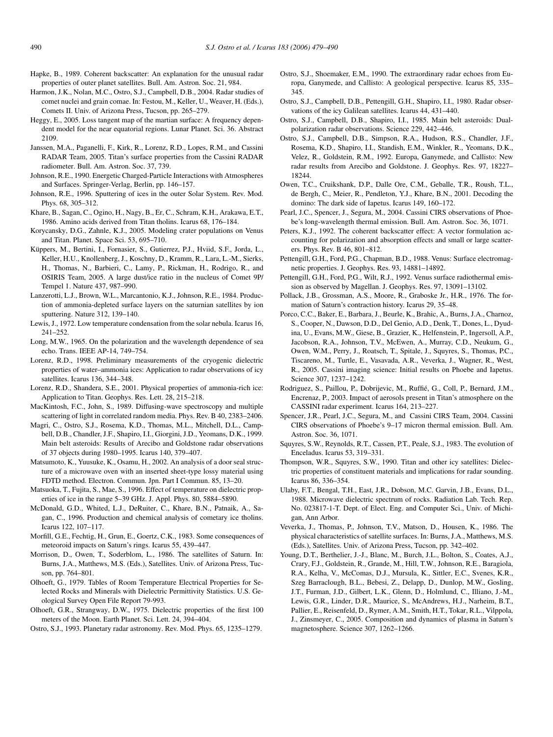Hapke, B., 1989. Coherent backscatter: An explanation for the unusual radar properties of outer planet satellites. Bull. Am. Astron. Soc. 21, 984.

Harmon, J.K., Nolan, M.C., Ostro, S.J., Campbell, D.B., 2004. Radar studies of comet nuclei and grain comae. In: Festou, M., Keller, U., Weaver, H. (Eds.), Comets II. Univ. of Arizona Press, Tucson, pp. 265–279.

Heggy, E., 2005. Loss tangent map of the martian surface: A frequency dependent model for the near equatorial regions. Lunar Planet. Sci. 36. Abstract 2109.

Janssen, M.A., Paganelli, F., Kirk, R., Lorenz, R.D., Lopes, R.M., and Cassini RADAR Team, 2005. Titan's surface properties from the Cassini RADAR radiometer. Bull. Am. Astron. Soc. 37, 739.

Johnson, R.E., 1990. Energetic Charged-Particle Interactions with Atmospheres and Surfaces. Springer-Verlag, Berlin, pp. 146–157.

Johnson, R.E., 1996. Sputtering of ices in the outer Solar System. Rev. Mod. Phys. 68, 305–312.

Khare, B., Sagan, C., Ogino, H., Nagy, B., Er, C., Schram, K.H., Arakawa, E.T., 1986. Amino acids derived from Titan tholins. Icarus 68, 176–184.

Korycansky, D.G., Zahnle, K.J., 2005. Modeling crater populations on Venus and Titan. Planet. Space Sci. 53, 695–710.

Küppers, M., Bertini, I., Fornasier, S., Gutierrez, P.J., Hviid, S.F., Jorda, L., Keller, H.U., Knollenberg, J., Koschny, D., Kramm, R., Lara, L.-M., Sierks, H., Thomas, N., Barbieri, C., Lamy, P., Rickman, H., Rodrigo, R., and OSIRIS Team, 2005. A large dust/ice ratio in the nucleus of Comet 9P/Tempel 1. Nature 437, 987–990.

Lanzerotti, L.J., Brown, W.L., Marcantonio, K.J., Johnson, R.E., 1984. Production of ammonia-depleted surface layers on the saturnian satellites by ion sputtering. Nature 312, 139–140.

Lewis, J., 1972. Low temperature condensation from the solar nebula. Icarus 16, 241–252.

Long, M.W., 1965. On the polarization and the wavelength dependence of sea echo. Trans. IEEE AP-14, 749–754.

Lorenz, R.D., 1998. Preliminary measurements of the cryogenic dielectric properties of water–ammonia ices: Application to radar observations of icy satellites. Icarus 136, 344–348.

Lorenz, R.D., Shandera, S.E., 2001. Physical properties of ammonia-rich ice: Application to Titan. Geophys. Res. Lett. 28, 215–218.

MacKintosh, F.C., John, S., 1989. Diffusing-wave spectroscopy and multiple scattering of light in correlated random media. Phys. Rev. B 40, 2383–2406.

Magri, C., Ostro, S.J., Rosema, K.D., Thomas, M.L., Mitchell, D.L., Campbell, D.B., Chandler, J.F., Shapiro, I.I., Giorgini, J.D., Yeomans, D.K., 1999. Main belt asteroids: Results of Arecibo and Goldstone radar observations of 37 objects during 1980–1995. Icarus 140, 379–407.

Matsumoto, K., Yuusuke, K., Osamu, H., 2002. An analysis of a door seal structure of a microwave oven with an inserted sheet-type lossy material using FDTD method. Electron. Commun. Jpn. Part I Commun. 85, 13–20.

Matsuoka, T., Fujita, S., Mae, S., 1996. Effect of temperature on dielectric properties of ice in the range 5–39 GHz. J. Appl. Phys. 80, 5884–5890.

McDonald, G.D., Whited, L.J., DeRuiter, C., Khare, B.N., Patnaik, A., Sagan, C., 1996. Production and chemical analysis of cometary ice tholins. Icarus 122, 107–117.

Morfill, G.E., Fechtig, H., Grun, E., Goertz, C.K., 1983. Some consequences of meteoroid impacts on Saturn's rings. Icarus 55, 439–447.

Morrison, D., Owen, T., Soderblom, L., 1986. The satellites of Saturn. In: Burns, J.A., Matthews, M.S. (Eds.), Satellites. Univ. of Arizona Press, Tucson, pp. 764–801.

Olhoeft, G., 1979. Tables of Room Temperature Electrical Properties for Selected Rocks and Minerals with Dielectric Permittivity Statistics. U.S. Geological Survey Open File Report 79-993.

Olhoeft, G.R., Strangway, D.W., 1975. Dielectric properties of the first 100 meters of the Moon. Earth Planet. Sci. Lett. 24, 394–404.

Ostro, S.J., 1993. Planetary radar astronomy. Rev. Mod. Phys. 65, 1235–1279.

Ostro, S.J., Shoemaker, E.M., 1990. The extraordinary radar echoes from Europa, Ganymede, and Callisto: A geological perspective. Icarus 85, 335–345.

Ostro, S.J., Campbell, D.B., Pettengill, G.H., Shapiro, I.I., 1980. Radar observations of the icy Galilean satellites. Icarus 44, 431–440.

Ostro, S.J., Campbell, D.B., Shapiro, I.I., 1985. Main belt asteroids: Dual-polarization radar observations. Science 229, 442–446.

Ostro, S.J., Campbell, D.B., Simpson, R.A., Hudson, R.S., Chandler, J.F., Rosema, K.D., Shapiro, I.I., Standish, E.M., Winkler, R., Yeomans, D.K., Velez, R., Goldstein, R.M., 1992. Europa, Ganymede, and Callisto: New radar results from Arecibo and Goldstone. J. Geophys. Res. 97, 18227–18244.

Owen, T.C., Cruikshank, D.P., Dalle Ore, C.M., Geballe, T.R., Roush, T.L., de Bergh, C., Meier, R., Pendleton, Y.J., Khare, B.N., 2001. Decoding the domino: The dark side of Iapetus. Icarus 149, 160–172.

Pearl, J.C., Spencer, J., Segura, M., 2004. Cassini CIRS observations of Phoebe's long-wavelength thermal emission. Bull. Am. Astron. Soc. 36, 1071.

Peters, K.J., 1992. The coherent backscatter effect: A vector formulation accounting for polarization and absorption effects and small or large scatterers. Phys. Rev. B 46, 801–812.

Pettengill, G.H., Ford, P.G., Chapman, B.D., 1988. Venus: Surface electromagnetic properties. J. Geophys. Res. 93, 14881–14892.

Pettengill, G.H., Ford, P.G., Wilt, R.J., 1992. Venus surface radiothermal emission as observed by Magellan. J. Geophys. Res. 97, 13091–13102.

Pollack, J.B., Grossman, A.S., Moore, R., Graboske Jr., H.R., 1976. The formation of Saturn's contraction history. Icarus 29, 35–48.

Porco, C.C., Baker, E., Barbara, J., Beurle, K., Brahic, A., Burns, J.A., Charnoz, S., Cooper, N., Dawson, D.D., Del Genio, A.D., Denk, T., Dones, L., Dyudina, U., Evans, M.W., Giese, B., Grazier, K., Helfenstein, P., Ingersoll, A.P., Jacobson, R.A., Johnson, T.V., McEwen, A., Murray, C.D., Neukum, G., Owen, W.M., Perry, J., Roatsch, T., Spitale, J., Squyres, S., Thomas, P.C., Tiscareno, M., Turtle, E., Vasavada, A.R., Veverka, J., Wagner, R., West, R., 2005. Cassini imaging science: Initial results on Phoebe and Iapetus. Science 307, 1237–1242.

Rodriguez, S., Paillou, P., Dobrijevic, M., Ruffié, G., Coll, P., Bernard, J.M., Encrenaz, P., 2003. Impact of aerosols present in Titan's atmosphere on the CASSINI radar experiment. Icarus 164, 213–227.

Spencer, J.R., Pearl, J.C., Segura, M., and Cassini CIRS Team, 2004. Cassini CIRS observations of Phoebe's 9–17 micron thermal emission. Bull. Am. Astron. Soc. 36, 1071.

Squyres, S.W., Reynolds, R.T., Cassen, P.T., Peale, S.J., 1983. The evolution of Enceladus. Icarus 53, 319–331.

Thompson, W.R., Squyres, S.W., 1990. Titan and other icy satellites: Dielectric properties of constituent materials and implications for radar sounding. Icarus 86, 336–354.

Ulaby, F.T., Bengal, T.H., East, J.R., Dobson, M.C. Garvin, J.B., Evans, D.L., 1988. Microwave dielectric spectrum of rocks. Radiation Lab. Tech. Rep. No. 023817-1-T. Dept. of Elect. Eng. and Computer Sci., Univ. of Michigan, Ann Arbor.

Veverka, J., Thomas, P., Johnson, T.V., Matson, D., Housen, K., 1986. The physical characteristics of satellite surfaces. In: Burns, J.A., Matthews, M.S. (Eds.), Satellites. Univ. of Arizona Press, Tucson, pp. 342–402.

Young, D.T., Berthelier, J.-J., Blanc, M., Burch, J.L., Bolton, S., Coates, A.J., Crary, F.J., Goldstein, R., Grande, M., Hill, T.W., Johnson, R.E., Baragiola, R.A., Kelha, V., McComas, D.J., Mursula, K., Sittler, E.C., Svenes, K.R., Szeg Barraclough, B.L., Bebesi, Z., Delapp, D., Dunlop, M.W., Gosling, J.T., Furman, J.D., Gilbert, L.K., Glenn, D., Holmlund, C., Illiano, J.-M., Lewis, G.R., Linder, D.R., Maurice, S., McAndrews, H.J., Narheim, B.T., Pallier, E., Reisenfeld, D., Rymer, A.M., Smith, H.T., Tokar, R.L., Vilppola, J., Zinsmeyer, C., 2005. Composition and dynamics of plasma in Saturn's magnetosphere. Science 307, 1262–1266.